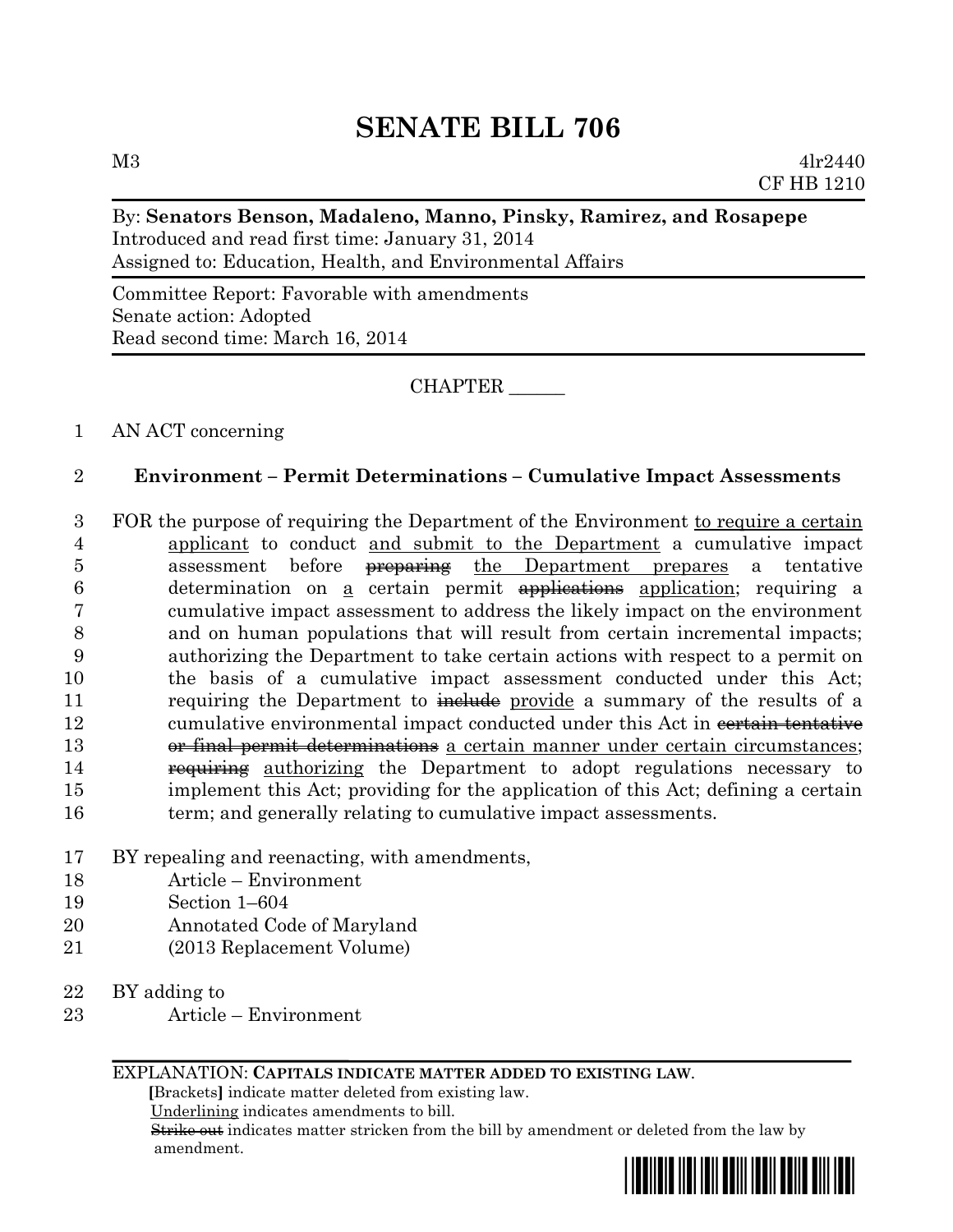# SENATE BILL 706

M3 4lr2440
CF HB 1210

By: **Senators Benson, Madaleno, Manno, Pinsky, Ramirez, and Rosapepe**
Introduced and read first time: January 31, 2014
Assigned to: Education, Health, and Environmental Affairs

Committee Report: Favorable with amendments
Senate action: Adopted
Read second time: March 16, 2014

CHAPTER ______

1 AN ACT concerning

2 **Environment – Permit Determinations – Cumulative Impact Assessments**

3 FOR the purpose of requiring the Department of the Environment <u>to require a certain</u>
4 <u>applicant</u> to conduct <u>and submit to the Department</u> a cumulative impact
5 assessment before ~~preparing~~ <u>the Department prepares</u> a tentative
6 determination on <u>a</u> certain permit ~~applications~~ <u>application</u>; requiring a
7 cumulative impact assessment to address the likely impact on the environment
8 and on human populations that will result from certain incremental impacts;
9 authorizing the Department to take certain actions with respect to a permit on
10 the basis of a cumulative impact assessment conducted under this Act;
11 requiring the Department to ~~include~~ <u>provide</u> a summary of the results of a
12 cumulative environmental impact conducted under this Act in ~~certain tentative~~
13 ~~or final permit determinations~~ <u>a certain manner under certain circumstances</u>;
14 ~~requiring~~ <u>authorizing</u> the Department to adopt regulations necessary to
15 implement this Act; providing for the application of this Act; defining a certain
16 term; and generally relating to cumulative impact assessments.

17 BY repealing and reenacting, with amendments,
18 Article – Environment
19 Section 1–604
20 Annotated Code of Maryland
21 (2013 Replacement Volume)

22 BY adding to
23 Article – Environment

EXPLANATION: **CAPITALS INDICATE MATTER ADDED TO EXISTING LAW.**
**[**Brackets**]** indicate matter deleted from existing law.
<u>Underlining</u> indicates amendments to bill.
~~Strike out~~ indicates matter stricken from the bill by amendment or deleted from the law by amendment.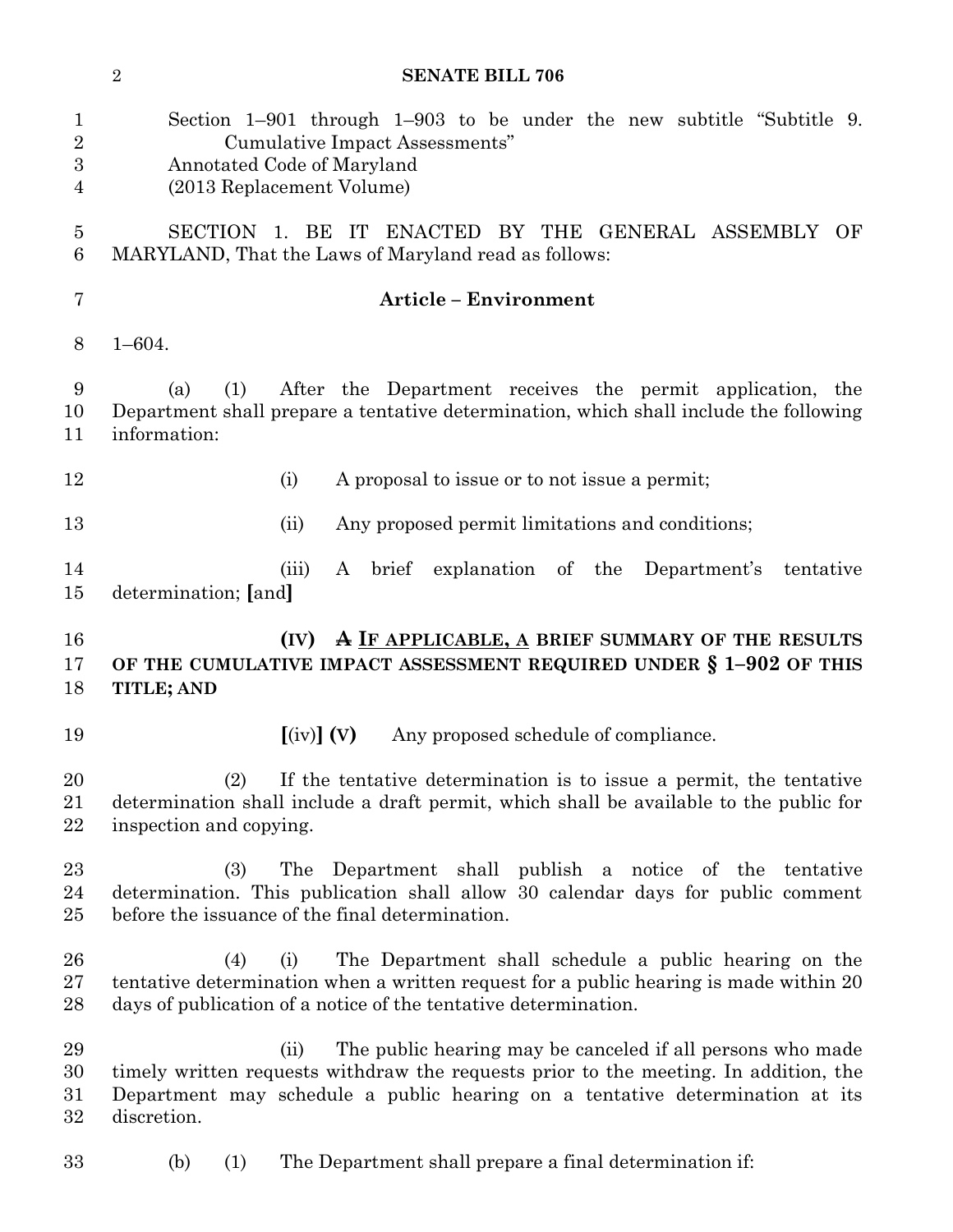Section 1–901 through 1–903 to be under the new subtitle "Subtitle 9. Cumulative Impact Assessments"
Annotated Code of Maryland
(2013 Replacement Volume)

SECTION 1. BE IT ENACTED BY THE GENERAL ASSEMBLY OF MARYLAND, That the Laws of Maryland read as follows:

**Article – Environment**

1–604.

(a) (1) After the Department receives the permit application, the Department shall prepare a tentative determination, which shall include the following information:

(i) A proposal to issue or to not issue a permit;

(ii) Any proposed permit limitations and conditions;

(iii) A brief explanation of the Department's tentative determination; **[**and**]**

**(IV) ~~A~~ <u>IF APPLICABLE, A</u> BRIEF SUMMARY OF THE RESULTS OF THE CUMULATIVE IMPACT ASSESSMENT REQUIRED UNDER § 1–902 OF THIS TITLE; AND**

**[**(iv)**]** **(V)** Any proposed schedule of compliance.

(2) If the tentative determination is to issue a permit, the tentative determination shall include a draft permit, which shall be available to the public for inspection and copying.

(3) The Department shall publish a notice of the tentative determination. This publication shall allow 30 calendar days for public comment before the issuance of the final determination.

(4) (i) The Department shall schedule a public hearing on the tentative determination when a written request for a public hearing is made within 20 days of publication of a notice of the tentative determination.

(ii) The public hearing may be canceled if all persons who made timely written requests withdraw the requests prior to the meeting. In addition, the Department may schedule a public hearing on a tentative determination at its discretion.

(b) (1) The Department shall prepare a final determination if: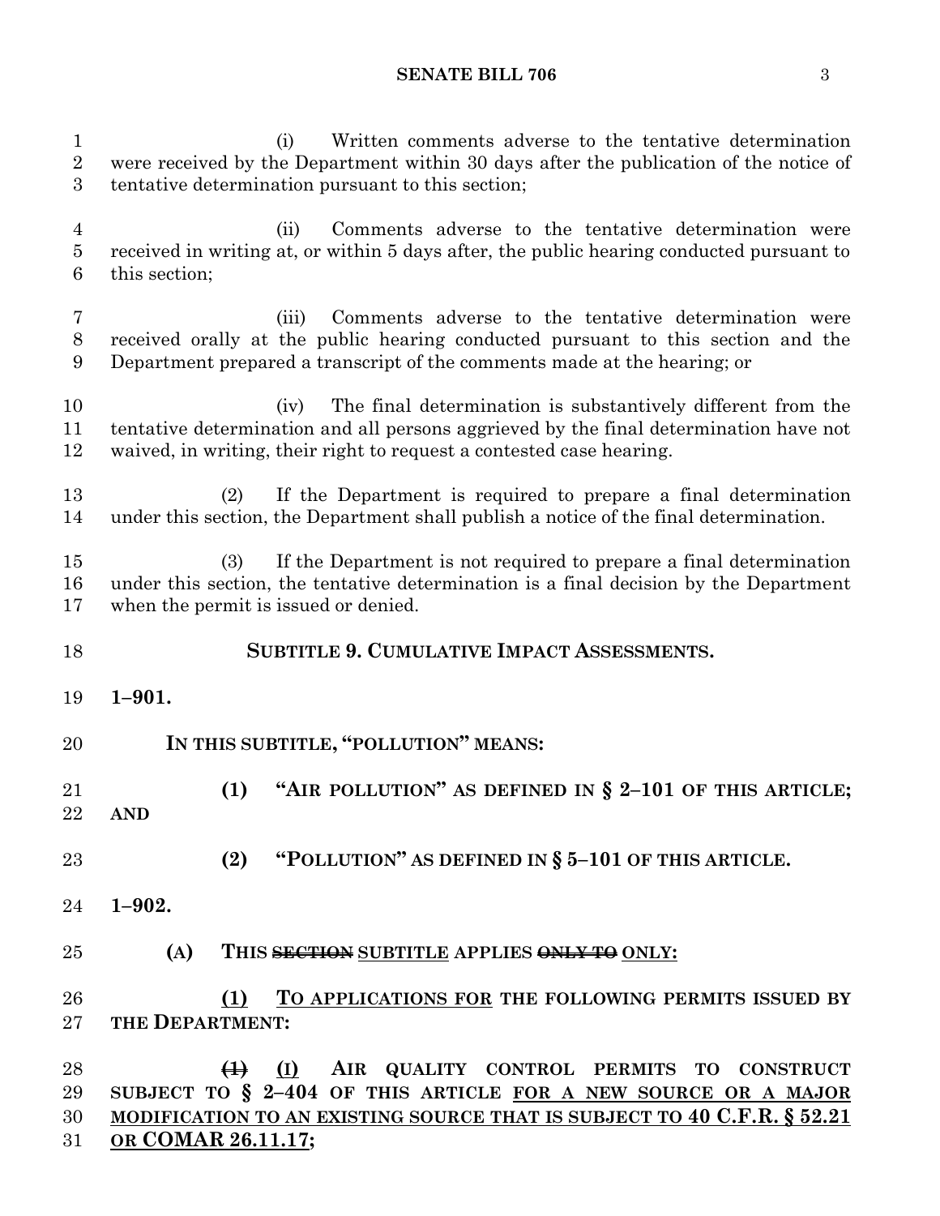(i) Written comments adverse to the tentative determination were received by the Department within 30 days after the publication of the notice of tentative determination pursuant to this section;

(ii) Comments adverse to the tentative determination were received in writing at, or within 5 days after, the public hearing conducted pursuant to this section;

(iii) Comments adverse to the tentative determination were received orally at the public hearing conducted pursuant to this section and the Department prepared a transcript of the comments made at the hearing; or

(iv) The final determination is substantively different from the tentative determination and all persons aggrieved by the final determination have not waived, in writing, their right to request a contested case hearing.

(2) If the Department is required to prepare a final determination under this section, the Department shall publish a notice of the final determination.

(3) If the Department is not required to prepare a final determination under this section, the tentative determination is a final decision by the Department when the permit is issued or denied.

**SUBTITLE 9. CUMULATIVE IMPACT ASSESSMENTS.**

**1–901.**

**IN THIS SUBTITLE, "POLLUTION" MEANS:**

**(1) "AIR POLLUTION" AS DEFINED IN § 2–101 OF THIS ARTICLE; AND**

**(2) "POLLUTION" AS DEFINED IN § 5–101 OF THIS ARTICLE.**

**1–902.**

**(A) THIS ~~SECTION~~ SUBTITLE APPLIES ~~ONLY TO~~ ONLY:**

**(1) TO APPLICATIONS FOR THE FOLLOWING PERMITS ISSUED BY THE DEPARTMENT:**

**~~(1)~~ (I) AIR QUALITY CONTROL PERMITS TO CONSTRUCT SUBJECT TO § 2–404 OF THIS ARTICLE FOR A NEW SOURCE OR A MAJOR MODIFICATION TO AN EXISTING SOURCE THAT IS SUBJECT TO 40 C.F.R. § 52.21 OR COMAR 26.11.17;**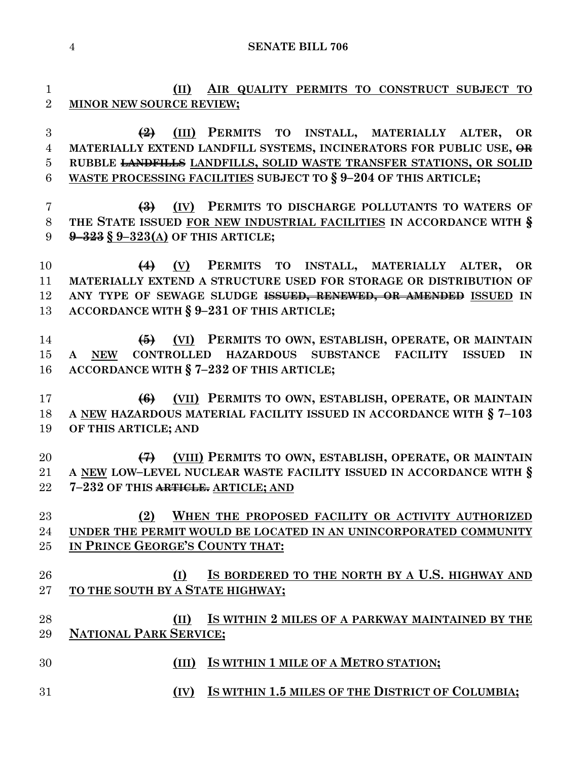**(II) AIR QUALITY PERMITS TO CONSTRUCT SUBJECT TO MINOR NEW SOURCE REVIEW;**

~~(2)~~ **(III) PERMITS TO INSTALL, MATERIALLY ALTER, OR MATERIALLY EXTEND LANDFILL SYSTEMS, INCINERATORS FOR PUBLIC USE, ~~OR~~ RUBBLE ~~LANDFILLS~~ LANDFILLS, SOLID WASTE TRANSFER STATIONS, OR SOLID WASTE PROCESSING FACILITIES SUBJECT TO § 9–204 OF THIS ARTICLE;**

~~(3)~~ **(IV) PERMITS TO DISCHARGE POLLUTANTS TO WATERS OF THE STATE ISSUED FOR NEW INDUSTRIAL FACILITIES IN ACCORDANCE WITH ~~§ 9–323~~ § 9–323(A) OF THIS ARTICLE;**

~~(4)~~ **(V) PERMITS TO INSTALL, MATERIALLY ALTER, OR MATERIALLY EXTEND A STRUCTURE USED FOR STORAGE OR DISTRIBUTION OF ANY TYPE OF SEWAGE SLUDGE ~~ISSUED, RENEWED, OR AMENDED~~ ISSUED IN ACCORDANCE WITH § 9–231 OF THIS ARTICLE;**

~~(5)~~ **(VI) PERMITS TO OWN, ESTABLISH, OPERATE, OR MAINTAIN A NEW CONTROLLED HAZARDOUS SUBSTANCE FACILITY ISSUED IN ACCORDANCE WITH § 7–232 OF THIS ARTICLE;**

~~(6)~~ **(VII) PERMITS TO OWN, ESTABLISH, OPERATE, OR MAINTAIN A NEW HAZARDOUS MATERIAL FACILITY ISSUED IN ACCORDANCE WITH § 7–103 OF THIS ARTICLE; AND**

~~(7)~~ **(VIII) PERMITS TO OWN, ESTABLISH, OPERATE, OR MAINTAIN A NEW LOW–LEVEL NUCLEAR WASTE FACILITY ISSUED IN ACCORDANCE WITH § 7–232 OF THIS ~~ARTICLE.~~ ARTICLE; AND**

**(2) WHEN THE PROPOSED FACILITY OR ACTIVITY AUTHORIZED UNDER THE PERMIT WOULD BE LOCATED IN AN UNINCORPORATED COMMUNITY IN PRINCE GEORGE'S COUNTY THAT:**

**(I) IS BORDERED TO THE NORTH BY A U.S. HIGHWAY AND TO THE SOUTH BY A STATE HIGHWAY;**

**(II) IS WITHIN 2 MILES OF A PARKWAY MAINTAINED BY THE NATIONAL PARK SERVICE;**

**(III) IS WITHIN 1 MILE OF A METRO STATION;**

**(IV) IS WITHIN 1.5 MILES OF THE DISTRICT OF COLUMBIA;**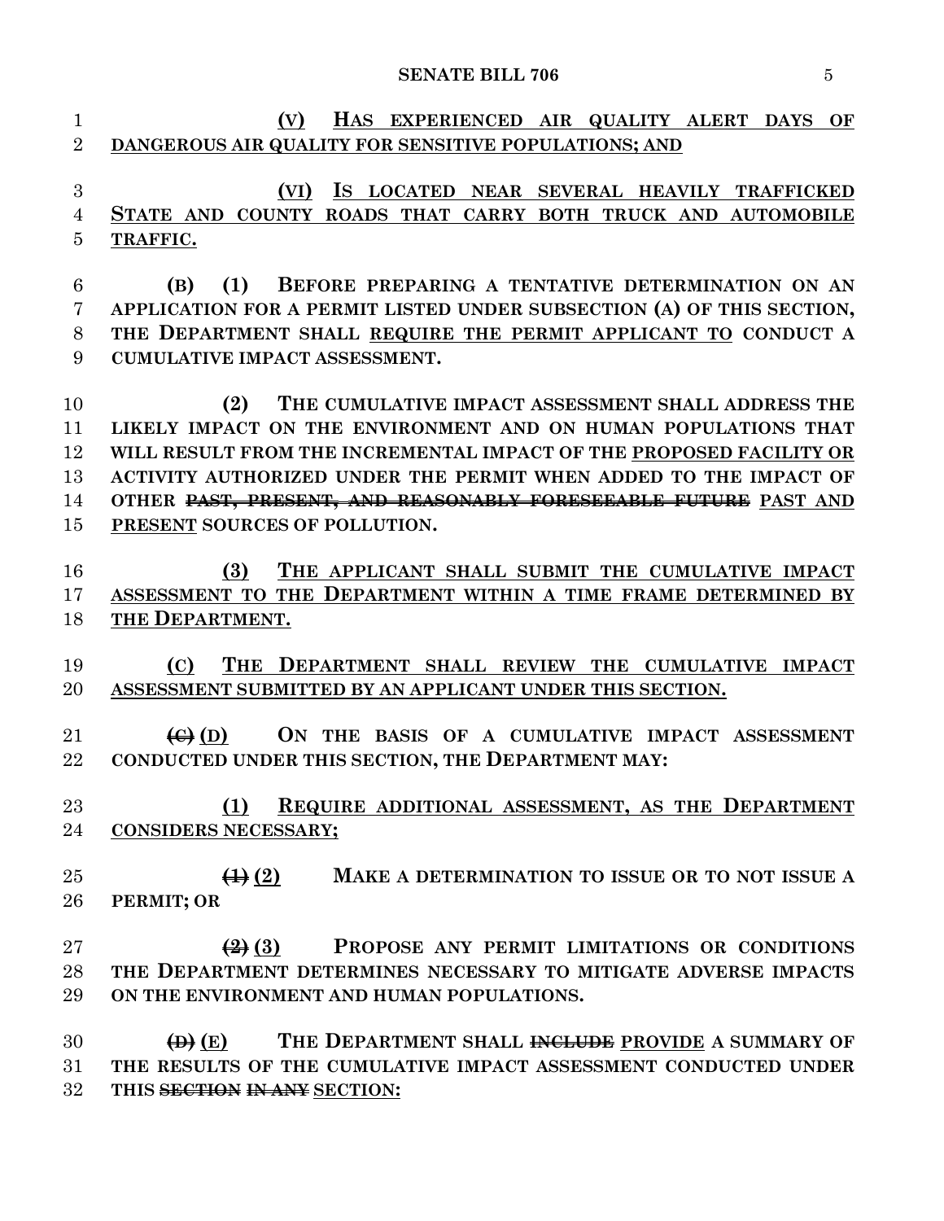(V) HAS EXPERIENCED AIR QUALITY ALERT DAYS OF DANGEROUS AIR QUALITY FOR SENSITIVE POPULATIONS; AND

(VI) IS LOCATED NEAR SEVERAL HEAVILY TRAFFICKED STATE AND COUNTY ROADS THAT CARRY BOTH TRUCK AND AUTOMOBILE TRAFFIC.

(B) (1) BEFORE PREPARING A TENTATIVE DETERMINATION ON AN APPLICATION FOR A PERMIT LISTED UNDER SUBSECTION (A) OF THIS SECTION, THE DEPARTMENT SHALL REQUIRE THE PERMIT APPLICANT TO CONDUCT A CUMULATIVE IMPACT ASSESSMENT.

(2) THE CUMULATIVE IMPACT ASSESSMENT SHALL ADDRESS THE LIKELY IMPACT ON THE ENVIRONMENT AND ON HUMAN POPULATIONS THAT WILL RESULT FROM THE INCREMENTAL IMPACT OF THE PROPOSED FACILITY OR ACTIVITY AUTHORIZED UNDER THE PERMIT WHEN ADDED TO THE IMPACT OF OTHER ~~PAST, PRESENT, AND REASONABLY FORESEEABLE FUTURE~~ PAST AND PRESENT SOURCES OF POLLUTION.

(3) THE APPLICANT SHALL SUBMIT THE CUMULATIVE IMPACT ASSESSMENT TO THE DEPARTMENT WITHIN A TIME FRAME DETERMINED BY THE DEPARTMENT.

(C) THE DEPARTMENT SHALL REVIEW THE CUMULATIVE IMPACT ASSESSMENT SUBMITTED BY AN APPLICANT UNDER THIS SECTION.

~~(C)~~ (D) ON THE BASIS OF A CUMULATIVE IMPACT ASSESSMENT CONDUCTED UNDER THIS SECTION, THE DEPARTMENT MAY:

(1) REQUIRE ADDITIONAL ASSESSMENT, AS THE DEPARTMENT CONSIDERS NECESSARY;

~~(1)~~ (2) MAKE A DETERMINATION TO ISSUE OR TO NOT ISSUE A PERMIT; OR

~~(2)~~ (3) PROPOSE ANY PERMIT LIMITATIONS OR CONDITIONS THE DEPARTMENT DETERMINES NECESSARY TO MITIGATE ADVERSE IMPACTS ON THE ENVIRONMENT AND HUMAN POPULATIONS.

~~(D)~~ (E) THE DEPARTMENT SHALL ~~INCLUDE~~ PROVIDE A SUMMARY OF THE RESULTS OF THE CUMULATIVE IMPACT ASSESSMENT CONDUCTED UNDER THIS ~~SECTION IN ANY~~ SECTION: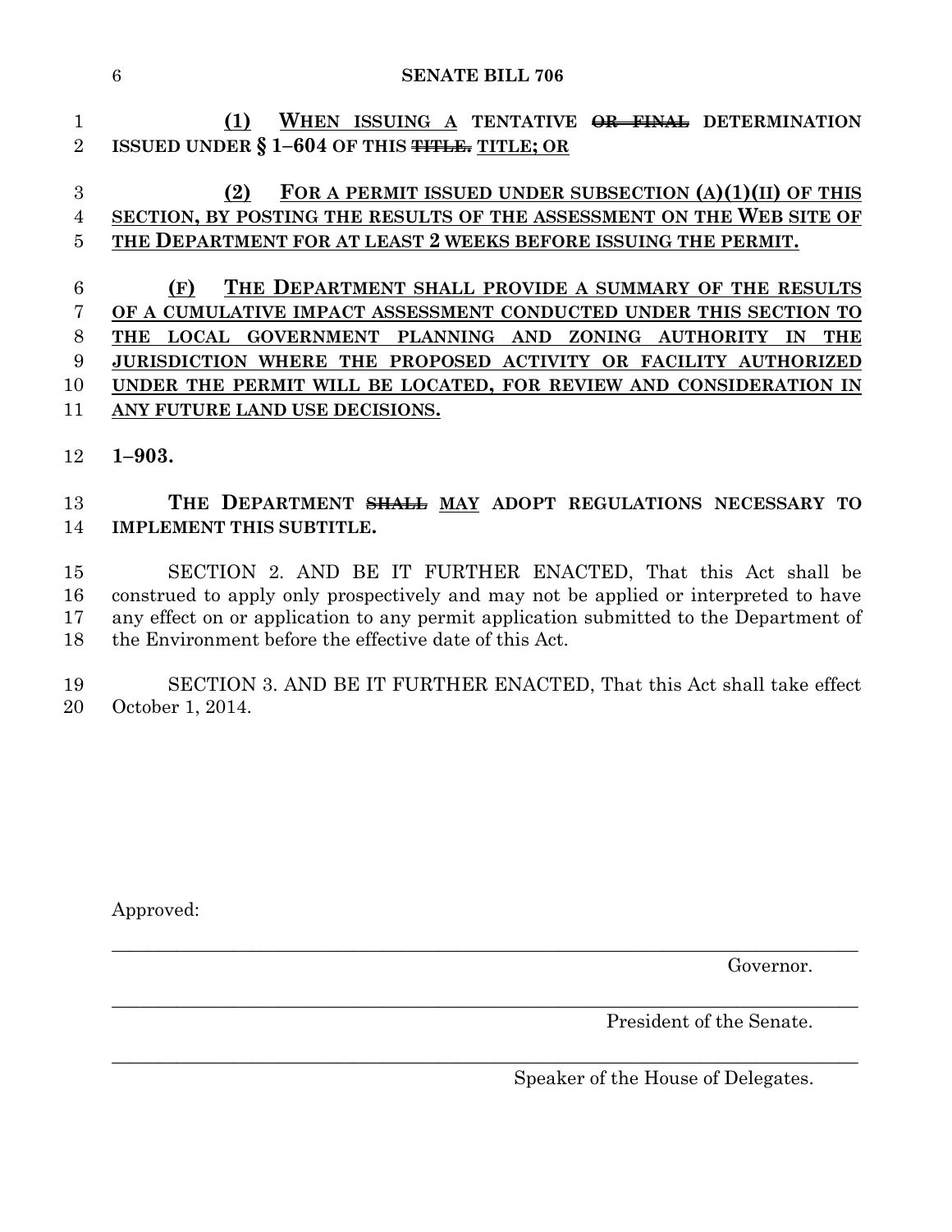(1) WHEN ISSUING A TENTATIVE ~~OR FINAL~~ DETERMINATION ISSUED UNDER § 1–604 OF THIS ~~TITLE.~~ TITLE; OR

(2) FOR A PERMIT ISSUED UNDER SUBSECTION (A)(1)(II) OF THIS SECTION, BY POSTING THE RESULTS OF THE ASSESSMENT ON THE WEB SITE OF THE DEPARTMENT FOR AT LEAST 2 WEEKS BEFORE ISSUING THE PERMIT.

(F) THE DEPARTMENT SHALL PROVIDE A SUMMARY OF THE RESULTS OF A CUMULATIVE IMPACT ASSESSMENT CONDUCTED UNDER THIS SECTION TO THE LOCAL GOVERNMENT PLANNING AND ZONING AUTHORITY IN THE JURISDICTION WHERE THE PROPOSED ACTIVITY OR FACILITY AUTHORIZED UNDER THE PERMIT WILL BE LOCATED, FOR REVIEW AND CONSIDERATION IN ANY FUTURE LAND USE DECISIONS.

**1–903.**

**THE DEPARTMENT ~~SHALL~~ MAY ADOPT REGULATIONS NECESSARY TO IMPLEMENT THIS SUBTITLE.**

SECTION 2. AND BE IT FURTHER ENACTED, That this Act shall be construed to apply only prospectively and may not be applied or interpreted to have any effect on or application to any permit application submitted to the Department of the Environment before the effective date of this Act.

SECTION 3. AND BE IT FURTHER ENACTED, That this Act shall take effect October 1, 2014.

Approved:

\_\_\_\_\_\_\_\_\_\_\_\_\_\_\_\_\_\_\_\_\_\_\_\_\_\_\_\_\_\_\_\_\_\_\_\_\_\_\_\_\_\_\_\_\_\_\_\_\_\_\_\_

Governor.

\_\_\_\_\_\_\_\_\_\_\_\_\_\_\_\_\_\_\_\_\_\_\_\_\_\_\_\_\_\_\_\_\_\_\_\_\_\_\_\_\_\_\_\_\_\_\_\_\_\_\_\_

President of the Senate.

\_\_\_\_\_\_\_\_\_\_\_\_\_\_\_\_\_\_\_\_\_\_\_\_\_\_\_\_\_\_\_\_\_\_\_\_\_\_\_\_\_\_\_\_\_\_\_\_\_\_\_\_

Speaker of the House of Delegates.